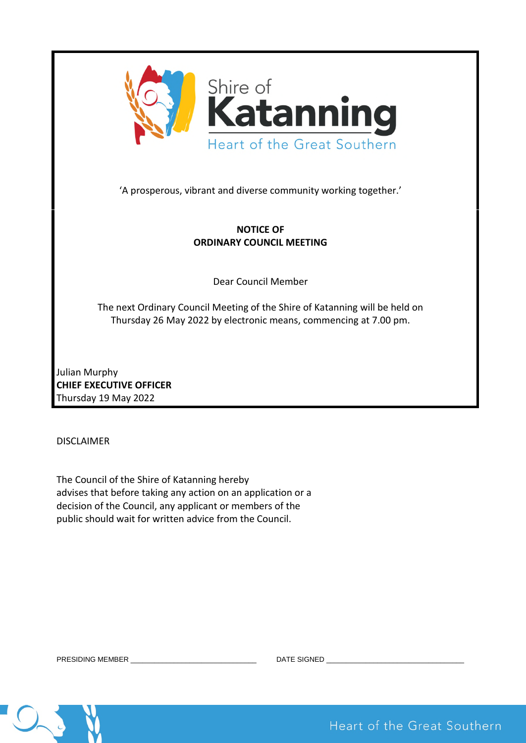Shire of
# Katanning
Heart of the Great Southern

'A prosperous, vibrant and diverse community working together.'

**NOTICE OF**
**ORDINARY COUNCIL MEETING**

Dear Council Member

The next Ordinary Council Meeting of the Shire of Katanning will be held on Thursday 26 May 2022 by electronic means, commencing at 7.00 pm.

Julian Murphy
**CHIEF EXECUTIVE OFFICER**
Thursday 19 May 2022

DISCLAIMER

The Council of the Shire of Katanning hereby advises that before taking any action on an application or a decision of the Council, any applicant or members of the public should wait for written advice from the Council.

PRESIDING MEMBER ____________________ DATE SIGNED ____________________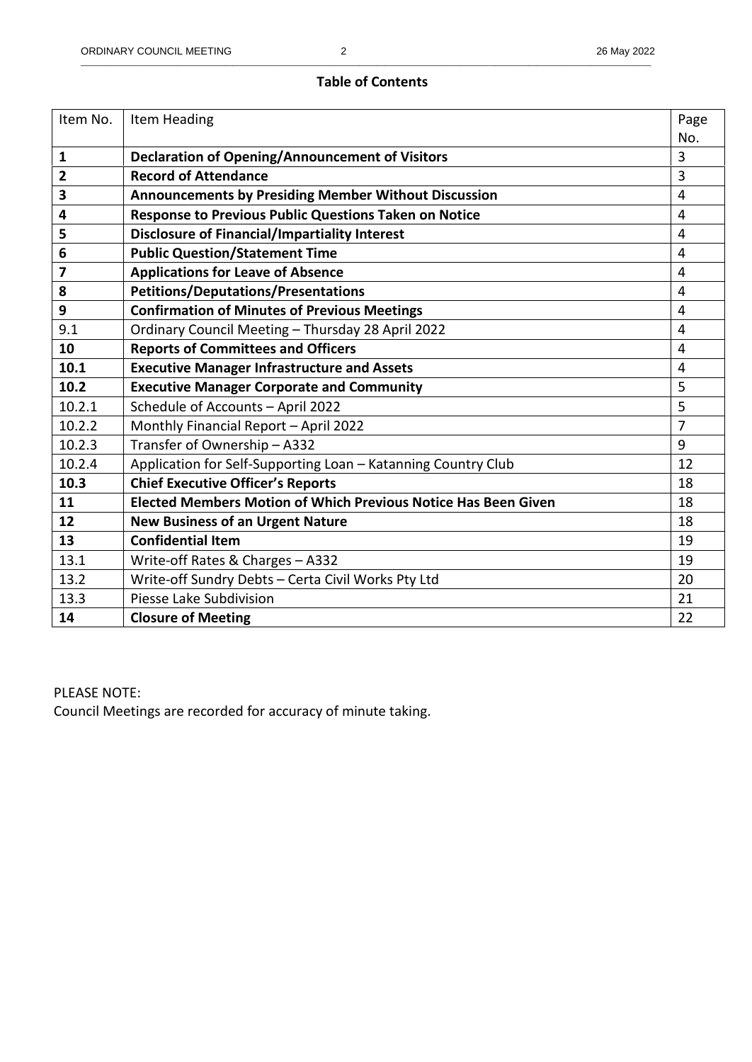**Table of Contents**

| Item No. | Item Heading | Page No. |
|---|---|---|
| **1** | **Declaration of Opening/Announcement of Visitors** | 3 |
| **2** | **Record of Attendance** | 3 |
| **3** | **Announcements by Presiding Member Without Discussion** | 4 |
| **4** | **Response to Previous Public Questions Taken on Notice** | 4 |
| **5** | **Disclosure of Financial/Impartiality Interest** | 4 |
| **6** | **Public Question/Statement Time** | 4 |
| **7** | **Applications for Leave of Absence** | 4 |
| **8** | **Petitions/Deputations/Presentations** | 4 |
| **9** | **Confirmation of Minutes of Previous Meetings** | 4 |
| 9.1 | Ordinary Council Meeting – Thursday 28 April 2022 | 4 |
| **10** | **Reports of Committees and Officers** | 4 |
| **10.1** | **Executive Manager Infrastructure and Assets** | 4 |
| **10.2** | **Executive Manager Corporate and Community** | 5 |
| 10.2.1 | Schedule of Accounts – April 2022 | 5 |
| 10.2.2 | Monthly Financial Report – April 2022 | 7 |
| 10.2.3 | Transfer of Ownership – A332 | 9 |
| 10.2.4 | Application for Self-Supporting Loan – Katanning Country Club | 12 |
| **10.3** | **Chief Executive Officer's Reports** | 18 |
| **11** | **Elected Members Motion of Which Previous Notice Has Been Given** | 18 |
| **12** | **New Business of an Urgent Nature** | 18 |
| **13** | **Confidential Item** | 19 |
| 13.1 | Write-off Rates & Charges – A332 | 19 |
| 13.2 | Write-off Sundry Debts – Certa Civil Works Pty Ltd | 20 |
| 13.3 | Piesse Lake Subdivision | 21 |
| **14** | **Closure of Meeting** | 22 |

PLEASE NOTE:
Council Meetings are recorded for accuracy of minute taking.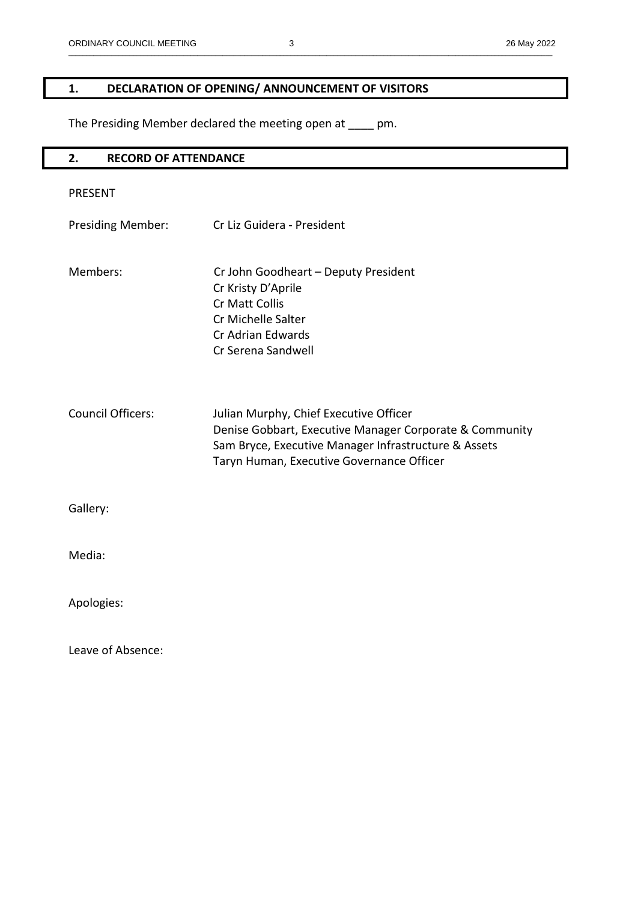## 1. DECLARATION OF OPENING/ ANNOUNCEMENT OF VISITORS

The Presiding Member declared the meeting open at ____ pm.

## 2. RECORD OF ATTENDANCE

PRESENT

Presiding Member: Cr Liz Guidera - President

Members:
Cr John Goodheart – Deputy President
Cr Kristy D'Aprile
Cr Matt Collis
Cr Michelle Salter
Cr Adrian Edwards
Cr Serena Sandwell

Council Officers:
Julian Murphy, Chief Executive Officer
Denise Gobbart, Executive Manager Corporate & Community
Sam Bryce, Executive Manager Infrastructure & Assets
Taryn Human, Executive Governance Officer

Gallery:

Media:

Apologies:

Leave of Absence: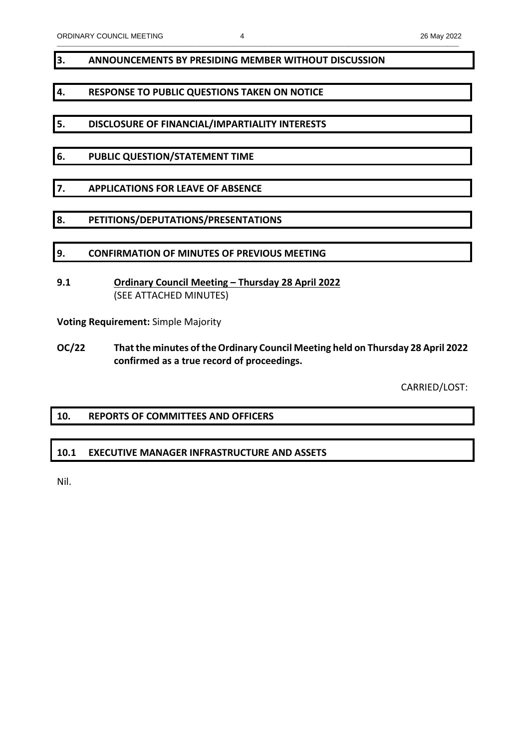## 3. ANNOUNCEMENTS BY PRESIDING MEMBER WITHOUT DISCUSSION

## 4. RESPONSE TO PUBLIC QUESTIONS TAKEN ON NOTICE

## 5. DISCLOSURE OF FINANCIAL/IMPARTIALITY INTERESTS

## 6. PUBLIC QUESTION/STATEMENT TIME

## 7. APPLICATIONS FOR LEAVE OF ABSENCE

## 8. PETITIONS/DEPUTATIONS/PRESENTATIONS

## 9. CONFIRMATION OF MINUTES OF PREVIOUS MEETING

### 9.1 Ordinary Council Meeting – Thursday 28 April 2022

(SEE ATTACHED MINUTES)

**Voting Requirement:** Simple Majority

**OC/22 That the minutes of the Ordinary Council Meeting held on Thursday 28 April 2022 confirmed as a true record of proceedings.**

CARRIED/LOST:

## 10. REPORTS OF COMMITTEES AND OFFICERS

### 10.1 EXECUTIVE MANAGER INFRASTRUCTURE AND ASSETS

Nil.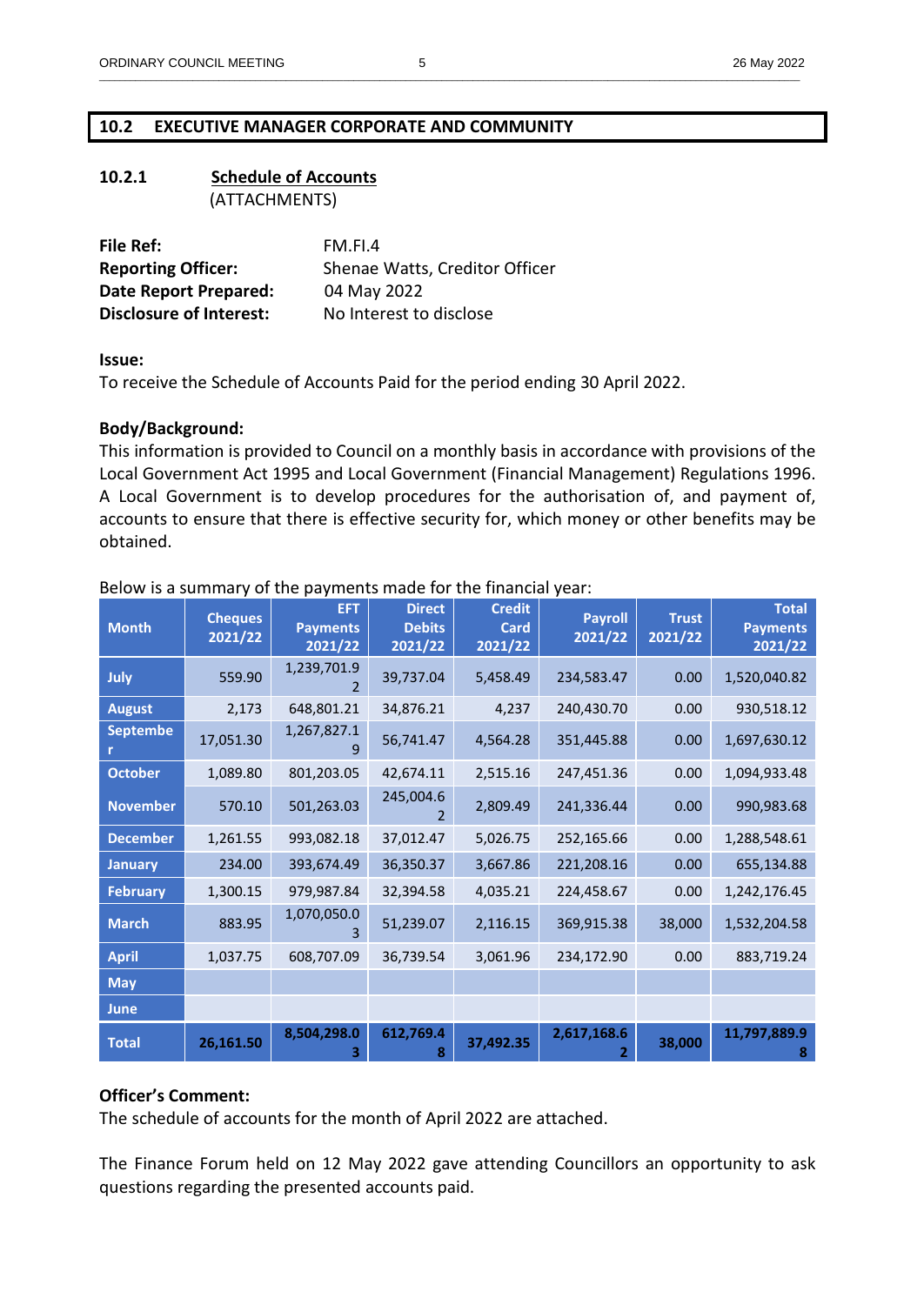## 10.2 EXECUTIVE MANAGER CORPORATE AND COMMUNITY

### 10.2.1 Schedule of Accounts

(ATTACHMENTS)

**File Ref:** FM.FI.4
**Reporting Officer:** Shenae Watts, Creditor Officer
**Date Report Prepared:** 04 May 2022
**Disclosure of Interest:** No Interest to disclose

**Issue:**
To receive the Schedule of Accounts Paid for the period ending 30 April 2022.

**Body/Background:**
This information is provided to Council on a monthly basis in accordance with provisions of the Local Government Act 1995 and Local Government (Financial Management) Regulations 1996. A Local Government is to develop procedures for the authorisation of, and payment of, accounts to ensure that there is effective security for, which money or other benefits may be obtained.

Below is a summary of the payments made for the financial year:

| Month | Cheques 2021/22 | EFT Payments 2021/22 | Direct Debits 2021/22 | Credit Card 2021/22 | Payroll 2021/22 | Trust 2021/22 | Total Payments 2021/22 |
|---|---|---|---|---|---|---|---|
| July | 559.90 | 1,239,701.92 | 39,737.04 | 5,458.49 | 234,583.47 | 0.00 | 1,520,040.82 |
| August | 2,173 | 648,801.21 | 34,876.21 | 4,237 | 240,430.70 | 0.00 | 930,518.12 |
| September | 17,051.30 | 1,267,827.19 | 56,741.47 | 4,564.28 | 351,445.88 | 0.00 | 1,697,630.12 |
| October | 1,089.80 | 801,203.05 | 42,674.11 | 2,515.16 | 247,451.36 | 0.00 | 1,094,933.48 |
| November | 570.10 | 501,263.03 | 245,004.62 | 2,809.49 | 241,336.44 | 0.00 | 990,983.68 |
| December | 1,261.55 | 993,082.18 | 37,012.47 | 5,026.75 | 252,165.66 | 0.00 | 1,288,548.61 |
| January | 234.00 | 393,674.49 | 36,350.37 | 3,667.86 | 221,208.16 | 0.00 | 655,134.88 |
| February | 1,300.15 | 979,987.84 | 32,394.58 | 4,035.21 | 224,458.67 | 0.00 | 1,242,176.45 |
| March | 883.95 | 1,070,050.03 | 51,239.07 | 2,116.15 | 369,915.38 | 38,000 | 1,532,204.58 |
| April | 1,037.75 | 608,707.09 | 36,739.54 | 3,061.96 | 234,172.90 | 0.00 | 883,719.24 |
| May | | | | | | | |
| June | | | | | | | |
| **Total** | **26,161.50** | **8,504,298.03** | **612,769.48** | **37,492.35** | **2,617,168.62** | **38,000** | **11,797,889.98** |

**Officer's Comment:**
The schedule of accounts for the month of April 2022 are attached.

The Finance Forum held on 12 May 2022 gave attending Councillors an opportunity to ask questions regarding the presented accounts paid.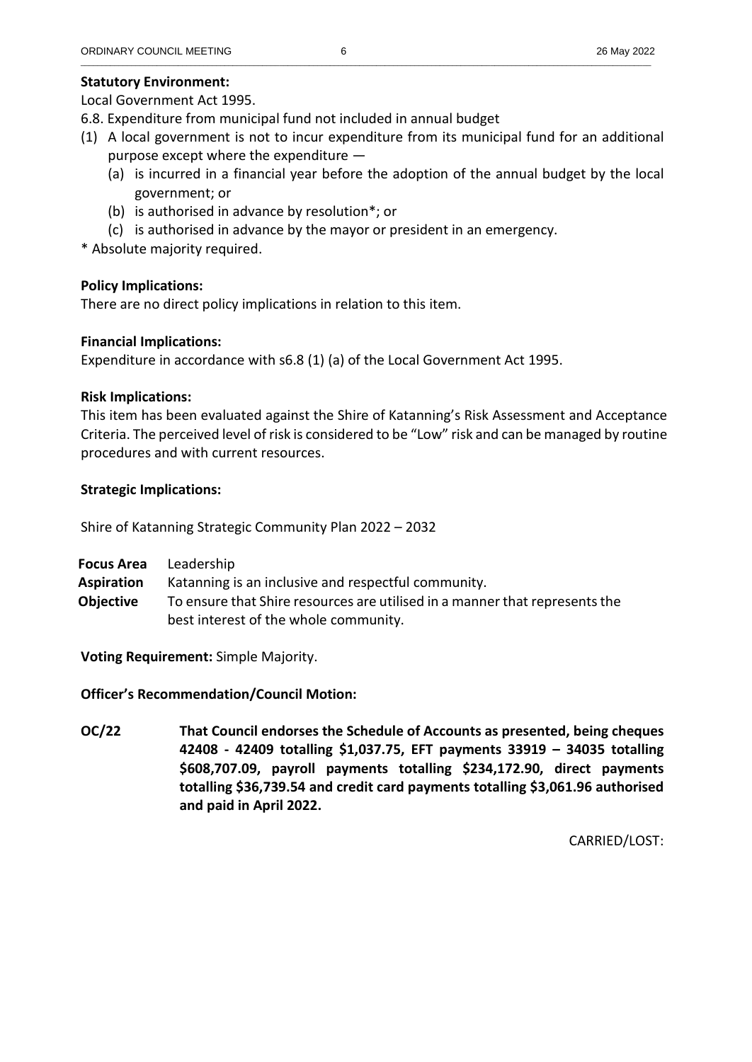**Statutory Environment:**

Local Government Act 1995.

6.8. Expenditure from municipal fund not included in annual budget

(1) A local government is not to incur expenditure from its municipal fund for an additional purpose except where the expenditure —
   - (a) is incurred in a financial year before the adoption of the annual budget by the local government; or
   - (b) is authorised in advance by resolution*; or
   - (c) is authorised in advance by the mayor or president in an emergency.

* Absolute majority required.

**Policy Implications:**

There are no direct policy implications in relation to this item.

**Financial Implications:**

Expenditure in accordance with s6.8 (1) (a) of the Local Government Act 1995.

**Risk Implications:**

This item has been evaluated against the Shire of Katanning's Risk Assessment and Acceptance Criteria. The perceived level of risk is considered to be "Low" risk and can be managed by routine procedures and with current resources.

**Strategic Implications:**

Shire of Katanning Strategic Community Plan 2022 – 2032

| | |
|---|---|
| **Focus Area** | Leadership |
| **Aspiration** | Katanning is an inclusive and respectful community. |
| **Objective** | To ensure that Shire resources are utilised in a manner that represents the best interest of the whole community. |

**Voting Requirement:** Simple Majority.

**Officer's Recommendation/Council Motion:**

**OC/22** **That Council endorses the Schedule of Accounts as presented, being cheques 42408 - 42409 totalling $1,037.75, EFT payments 33919 – 34035 totalling $608,707.09, payroll payments totalling $234,172.90, direct payments totalling $36,739.54 and credit card payments totalling $3,061.96 authorised and paid in April 2022.**

CARRIED/LOST: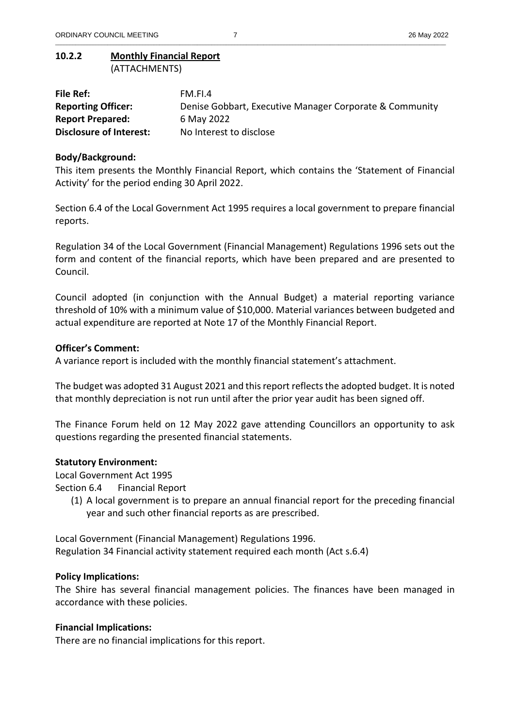## 10.2.2 Monthly Financial Report

(ATTACHMENTS)

| | |
|---|---|
| **File Ref:** | FM.FI.4 |
| **Reporting Officer:** | Denise Gobbart, Executive Manager Corporate & Community |
| **Report Prepared:** | 6 May 2022 |
| **Disclosure of Interest:** | No Interest to disclose |

**Body/Background:**

This item presents the Monthly Financial Report, which contains the 'Statement of Financial Activity' for the period ending 30 April 2022.

Section 6.4 of the Local Government Act 1995 requires a local government to prepare financial reports.

Regulation 34 of the Local Government (Financial Management) Regulations 1996 sets out the form and content of the financial reports, which have been prepared and are presented to Council.

Council adopted (in conjunction with the Annual Budget) a material reporting variance threshold of 10% with a minimum value of $10,000. Material variances between budgeted and actual expenditure are reported at Note 17 of the Monthly Financial Report.

**Officer's Comment:**

A variance report is included with the monthly financial statement's attachment.

The budget was adopted 31 August 2021 and this report reflects the adopted budget. It is noted that monthly depreciation is not run until after the prior year audit has been signed off.

The Finance Forum held on 12 May 2022 gave attending Councillors an opportunity to ask questions regarding the presented financial statements.

**Statutory Environment:**

Local Government Act 1995

Section 6.4 Financial Report

(1) A local government is to prepare an annual financial report for the preceding financial year and such other financial reports as are prescribed.

Local Government (Financial Management) Regulations 1996.
Regulation 34 Financial activity statement required each month (Act s.6.4)

**Policy Implications:**

The Shire has several financial management policies. The finances have been managed in accordance with these policies.

**Financial Implications:**

There are no financial implications for this report.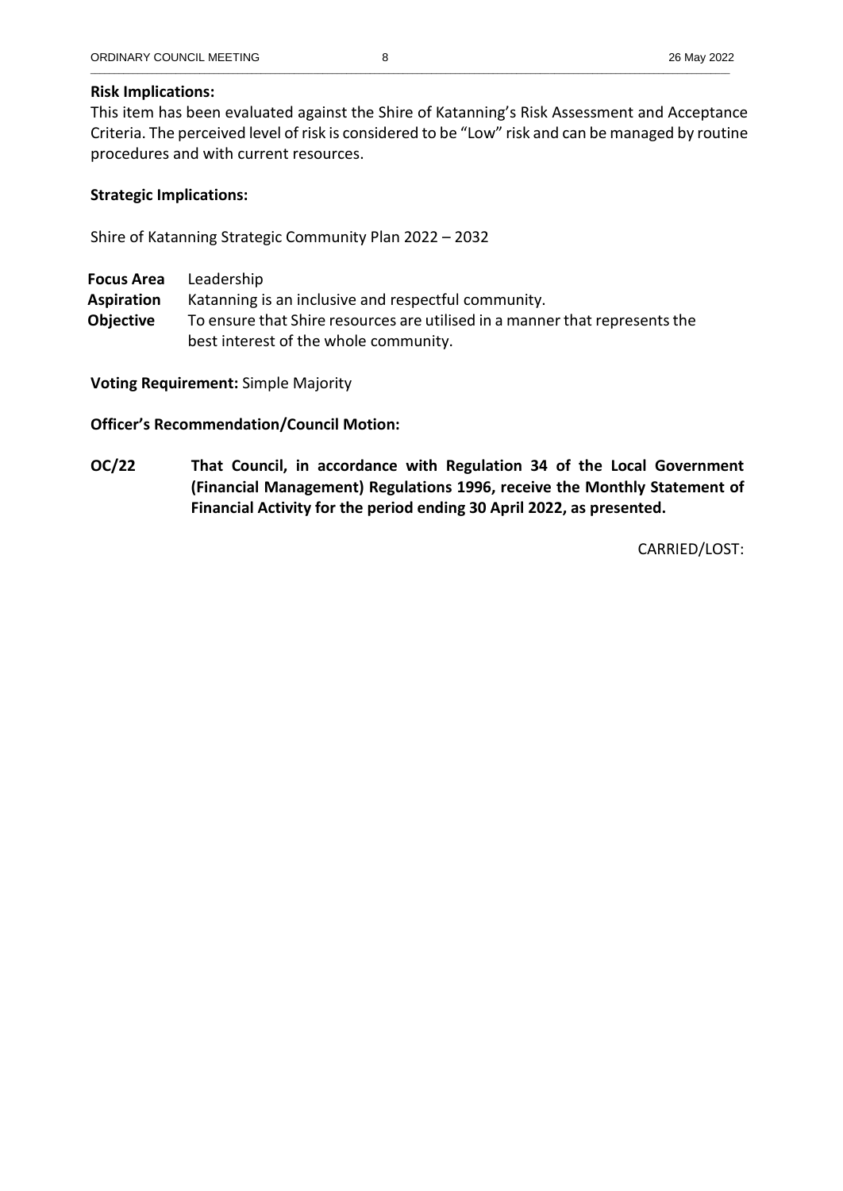**Risk Implications:**

This item has been evaluated against the Shire of Katanning's Risk Assessment and Acceptance Criteria. The perceived level of risk is considered to be "Low" risk and can be managed by routine procedures and with current resources.

**Strategic Implications:**

Shire of Katanning Strategic Community Plan 2022 – 2032

| | |
|---|---|
| **Focus Area** | Leadership |
| **Aspiration** | Katanning is an inclusive and respectful community. |
| **Objective** | To ensure that Shire resources are utilised in a manner that represents the best interest of the whole community. |

**Voting Requirement:** Simple Majority

**Officer's Recommendation/Council Motion:**

**OC/22 That Council, in accordance with Regulation 34 of the Local Government (Financial Management) Regulations 1996, receive the Monthly Statement of Financial Activity for the period ending 30 April 2022, as presented.**

CARRIED/LOST: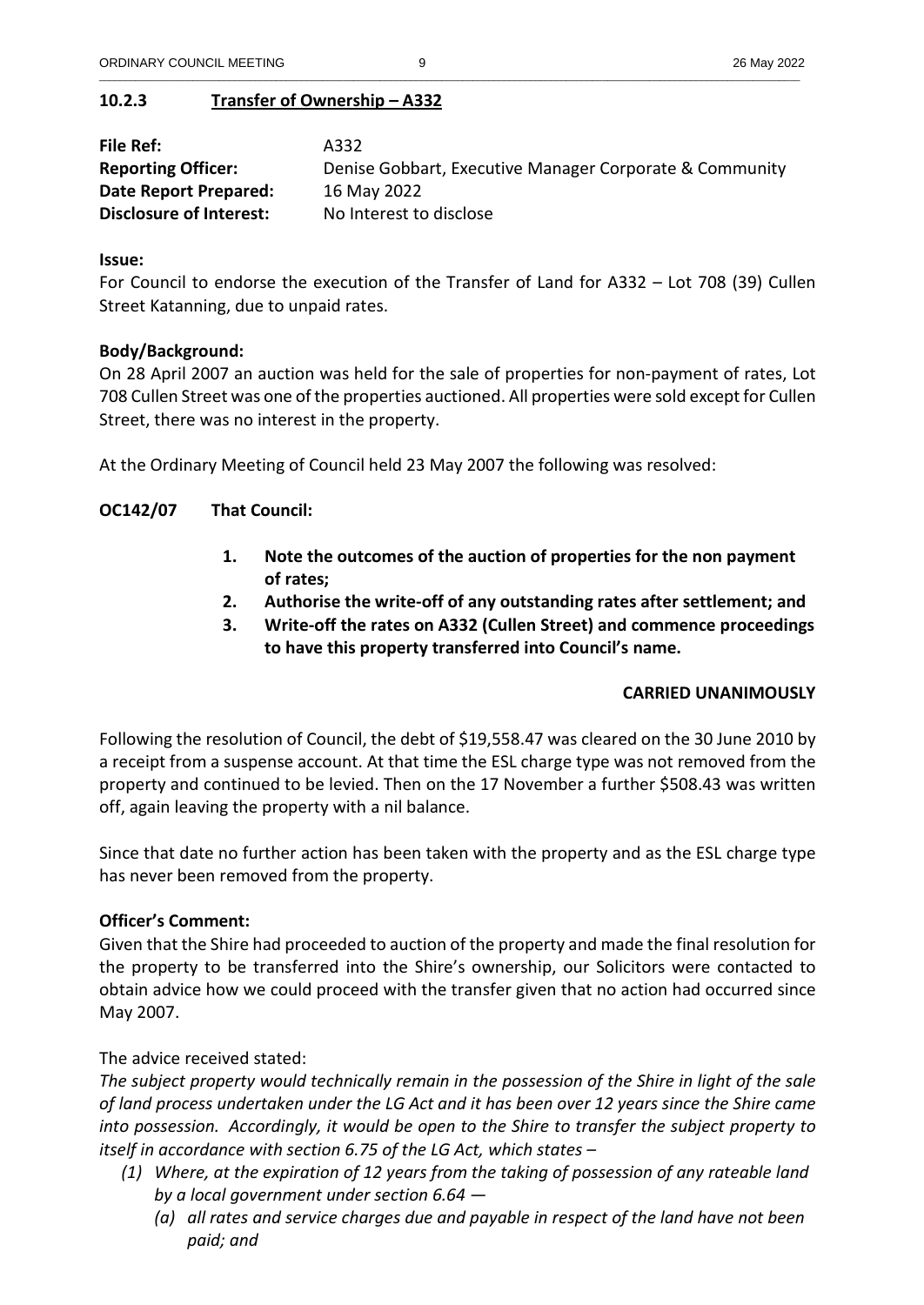### 10.2.3 Transfer of Ownership – A332

**File Ref:** A332
**Reporting Officer:** Denise Gobbart, Executive Manager Corporate & Community
**Date Report Prepared:** 16 May 2022
**Disclosure of Interest:** No Interest to disclose

**Issue:**

For Council to endorse the execution of the Transfer of Land for A332 – Lot 708 (39) Cullen Street Katanning, due to unpaid rates.

**Body/Background:**

On 28 April 2007 an auction was held for the sale of properties for non-payment of rates, Lot 708 Cullen Street was one of the properties auctioned. All properties were sold except for Cullen Street, there was no interest in the property.

At the Ordinary Meeting of Council held 23 May 2007 the following was resolved:

**OC142/07 That Council:**

1. **Note the outcomes of the auction of properties for the non payment of rates;**
2. **Authorise the write-off of any outstanding rates after settlement; and**
3. **Write-off the rates on A332 (Cullen Street) and commence proceedings to have this property transferred into Council's name.**

**CARRIED UNANIMOUSLY**

Following the resolution of Council, the debt of $19,558.47 was cleared on the 30 June 2010 by a receipt from a suspense account. At that time the ESL charge type was not removed from the property and continued to be levied. Then on the 17 November a further $508.43 was written off, again leaving the property with a nil balance.

Since that date no further action has been taken with the property and as the ESL charge type has never been removed from the property.

**Officer's Comment:**

Given that the Shire had proceeded to auction of the property and made the final resolution for the property to be transferred into the Shire's ownership, our Solicitors were contacted to obtain advice how we could proceed with the transfer given that no action had occurred since May 2007.

The advice received stated:

*The subject property would technically remain in the possession of the Shire in light of the sale of land process undertaken under the LG Act and it has been over 12 years since the Shire came into possession. Accordingly, it would be open to the Shire to transfer the subject property to itself in accordance with section 6.75 of the LG Act, which states –*

*(1) Where, at the expiration of 12 years from the taking of possession of any rateable land by a local government under section 6.64 —*

*(a) all rates and service charges due and payable in respect of the land have not been paid; and*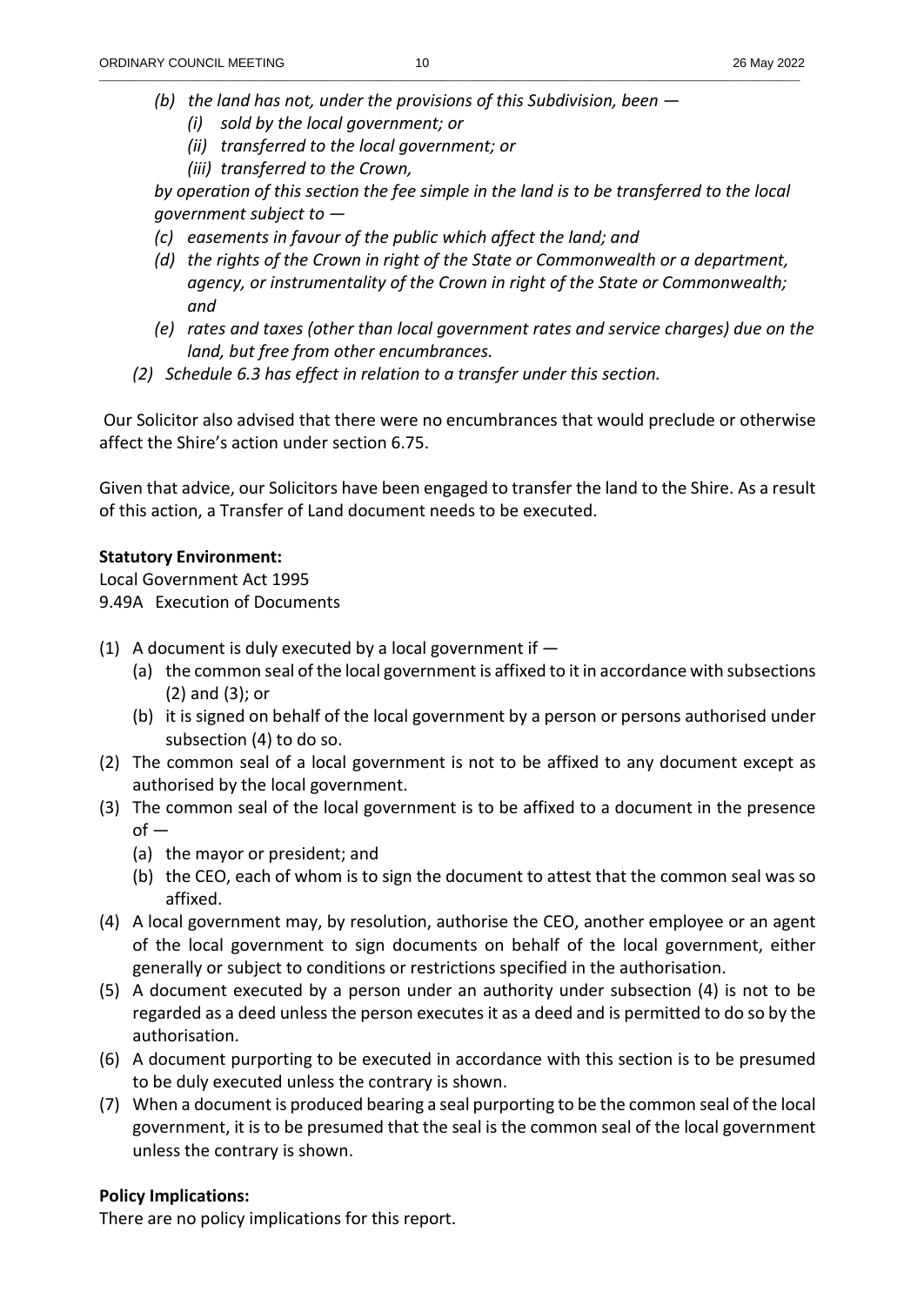- *(b) the land has not, under the provisions of this Subdivision, been —*
  - *(i) sold by the local government; or*
  - *(ii) transferred to the local government; or*
  - *(iii) transferred to the Crown,*

  *by operation of this section the fee simple in the land is to be transferred to the local government subject to —*
- *(c) easements in favour of the public which affect the land; and*
- *(d) the rights of the Crown in right of the State or Commonwealth or a department, agency, or instrumentality of the Crown in right of the State or Commonwealth; and*
- *(e) rates and taxes (other than local government rates and service charges) due on the land, but free from other encumbrances.*

*(2) Schedule 6.3 has effect in relation to a transfer under this section.*

Our Solicitor also advised that there were no encumbrances that would preclude or otherwise affect the Shire's action under section 6.75.

Given that advice, our Solicitors have been engaged to transfer the land to the Shire. As a result of this action, a Transfer of Land document needs to be executed.

**Statutory Environment:**

Local Government Act 1995
9.49A Execution of Documents

(1) A document is duly executed by a local government if —
- (a) the common seal of the local government is affixed to it in accordance with subsections (2) and (3); or
- (b) it is signed on behalf of the local government by a person or persons authorised under subsection (4) to do so.

(2) The common seal of a local government is not to be affixed to any document except as authorised by the local government.

(3) The common seal of the local government is to be affixed to a document in the presence of —
- (a) the mayor or president; and
- (b) the CEO, each of whom is to sign the document to attest that the common seal was so affixed.

(4) A local government may, by resolution, authorise the CEO, another employee or an agent of the local government to sign documents on behalf of the local government, either generally or subject to conditions or restrictions specified in the authorisation.

(5) A document executed by a person under an authority under subsection (4) is not to be regarded as a deed unless the person executes it as a deed and is permitted to do so by the authorisation.

(6) A document purporting to be executed in accordance with this section is to be presumed to be duly executed unless the contrary is shown.

(7) When a document is produced bearing a seal purporting to be the common seal of the local government, it is to be presumed that the seal is the common seal of the local government unless the contrary is shown.

**Policy Implications:**

There are no policy implications for this report.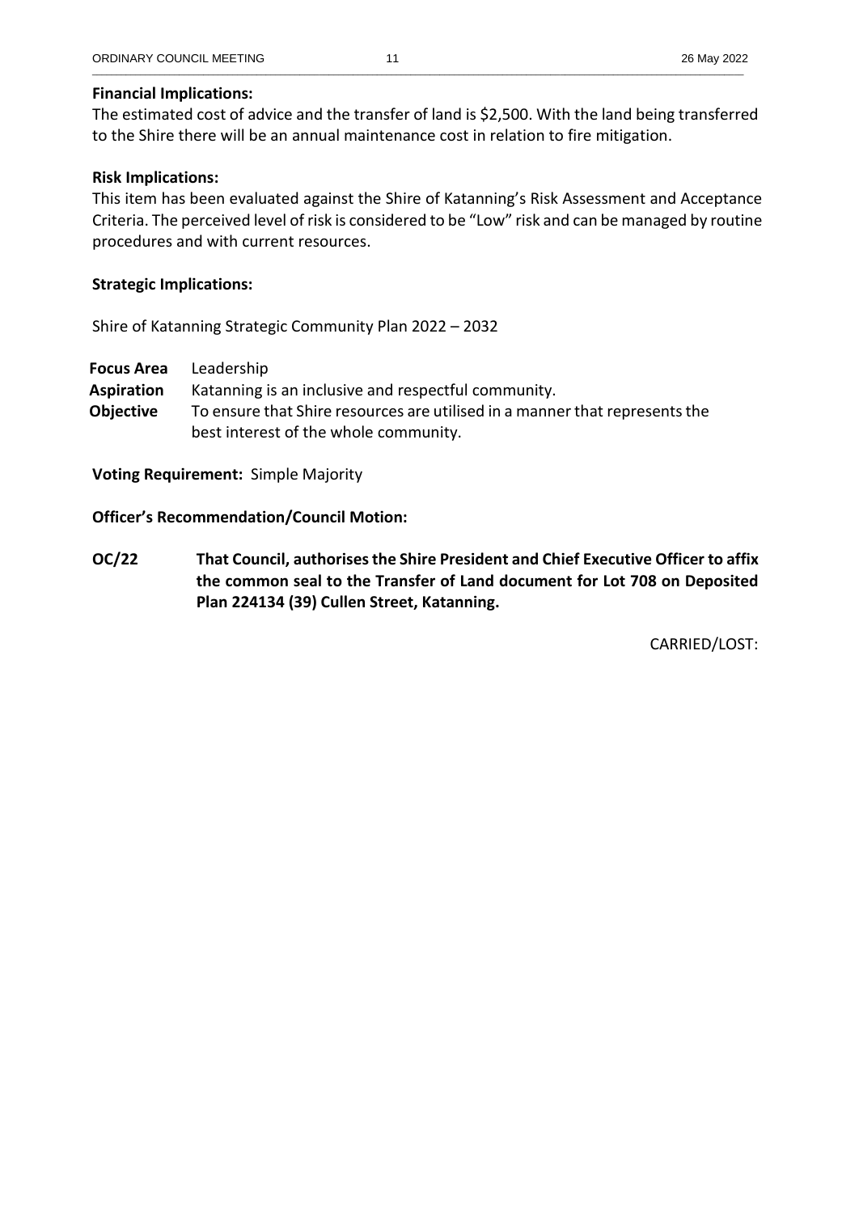**Financial Implications:**

The estimated cost of advice and the transfer of land is $2,500. With the land being transferred to the Shire there will be an annual maintenance cost in relation to fire mitigation.

**Risk Implications:**

This item has been evaluated against the Shire of Katanning's Risk Assessment and Acceptance Criteria. The perceived level of risk is considered to be "Low" risk and can be managed by routine procedures and with current resources.

**Strategic Implications:**

Shire of Katanning Strategic Community Plan 2022 – 2032

| | |
|---|---|
| **Focus Area** | Leadership |
| **Aspiration** | Katanning is an inclusive and respectful community. |
| **Objective** | To ensure that Shire resources are utilised in a manner that represents the best interest of the whole community. |

**Voting Requirement:** Simple Majority

**Officer's Recommendation/Council Motion:**

**OC/22** **That Council, authorises the Shire President and Chief Executive Officer to affix the common seal to the Transfer of Land document for Lot 708 on Deposited Plan 224134 (39) Cullen Street, Katanning.**

CARRIED/LOST: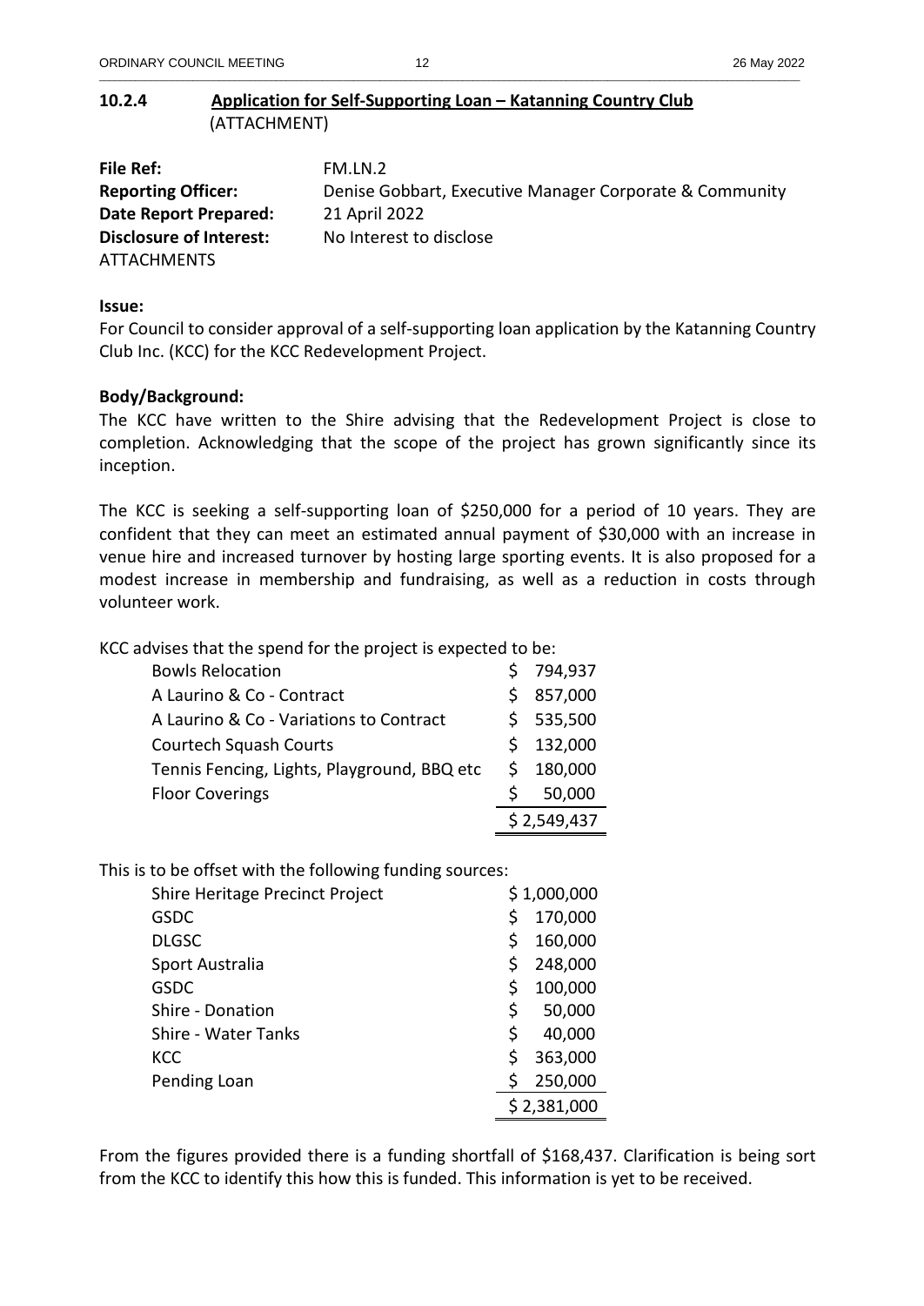### 10.2.4 Application for Self-Supporting Loan – Katanning Country Club

(ATTACHMENT)

| | |
|---|---|
| **File Ref:** | FM.LN.2 |
| **Reporting Officer:** | Denise Gobbart, Executive Manager Corporate & Community |
| **Date Report Prepared:** | 21 April 2022 |
| **Disclosure of Interest:** | No Interest to disclose |
| ATTACHMENTS | |

**Issue:**

For Council to consider approval of a self-supporting loan application by the Katanning Country Club Inc. (KCC) for the KCC Redevelopment Project.

**Body/Background:**

The KCC have written to the Shire advising that the Redevelopment Project is close to completion. Acknowledging that the scope of the project has grown significantly since its inception.

The KCC is seeking a self-supporting loan of $250,000 for a period of 10 years. They are confident that they can meet an estimated annual payment of $30,000 with an increase in venue hire and increased turnover by hosting large sporting events. It is also proposed for a modest increase in membership and fundraising, as well as a reduction in costs through volunteer work.

KCC advises that the spend for the project is expected to be:

| | |
|---|---|
| Bowls Relocation | $ 794,937 |
| A Laurino & Co - Contract | $ 857,000 |
| A Laurino & Co - Variations to Contract | $ 535,500 |
| Courtech Squash Courts | $ 132,000 |
| Tennis Fencing, Lights, Playground, BBQ etc | $ 180,000 |
| Floor Coverings | $ 50,000 |
| | $ 2,549,437 |

This is to be offset with the following funding sources:

| | |
|---|---|
| Shire Heritage Precinct Project | $ 1,000,000 |
| GSDC | $ 170,000 |
| DLGSC | $ 160,000 |
| Sport Australia | $ 248,000 |
| GSDC | $ 100,000 |
| Shire - Donation | $ 50,000 |
| Shire - Water Tanks | $ 40,000 |
| KCC | $ 363,000 |
| Pending Loan | $ 250,000 |
| | $ 2,381,000 |

From the figures provided there is a funding shortfall of $168,437. Clarification is being sort from the KCC to identify this how this is funded. This information is yet to be received.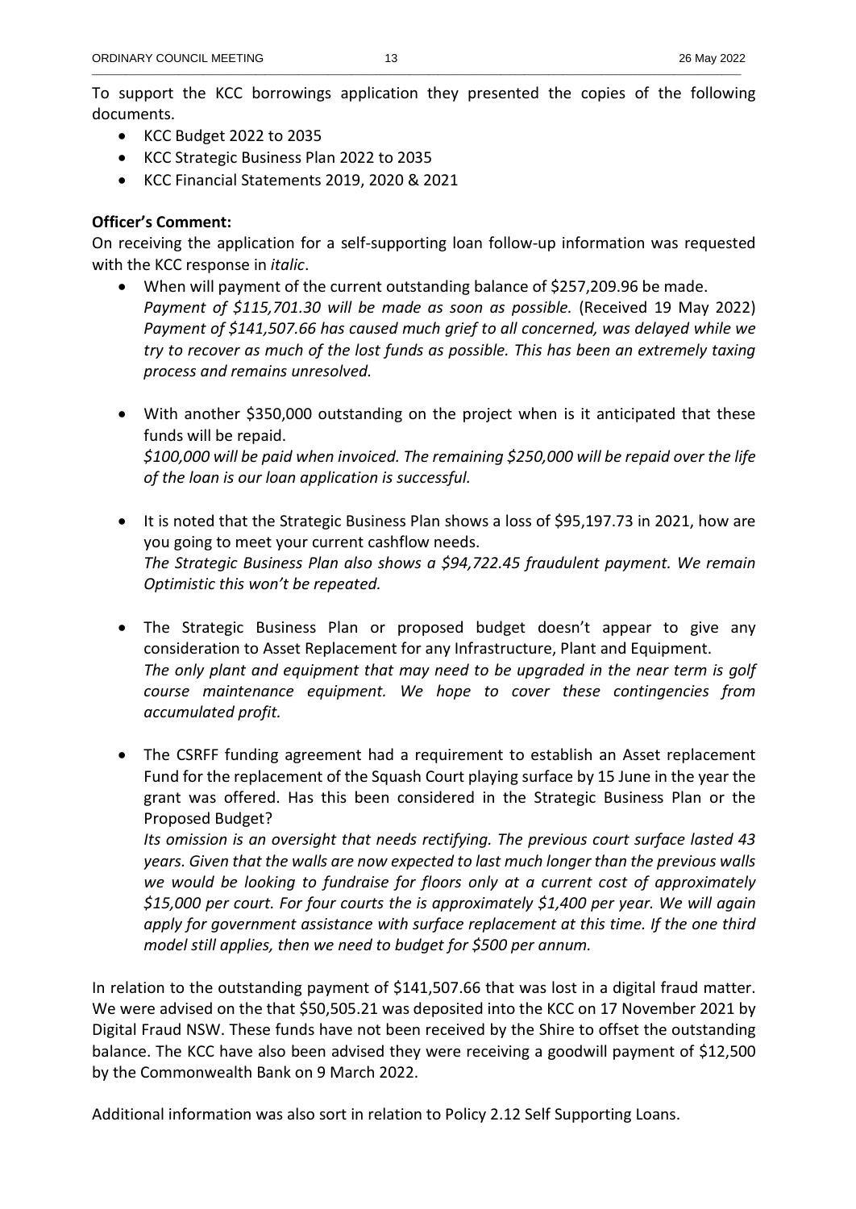To support the KCC borrowings application they presented the copies of the following documents.

- KCC Budget 2022 to 2035
- KCC Strategic Business Plan 2022 to 2035
- KCC Financial Statements 2019, 2020 & 2021

**Officer's Comment:**
On receiving the application for a self-supporting loan follow-up information was requested with the KCC response in *italic*.

- When will payment of the current outstanding balance of $257,209.96 be made.
*Payment of $115,701.30 will be made as soon as possible.* (Received 19 May 2022) *Payment of $141,507.66 has caused much grief to all concerned, was delayed while we try to recover as much of the lost funds as possible. This has been an extremely taxing process and remains unresolved.*

- With another $350,000 outstanding on the project when is it anticipated that these funds will be repaid.
*$100,000 will be paid when invoiced. The remaining $250,000 will be repaid over the life of the loan is our loan application is successful.*

- It is noted that the Strategic Business Plan shows a loss of $95,197.73 in 2021, how are you going to meet your current cashflow needs.
*The Strategic Business Plan also shows a $94,722.45 fraudulent payment. We remain Optimistic this won't be repeated.*

- The Strategic Business Plan or proposed budget doesn't appear to give any consideration to Asset Replacement for any Infrastructure, Plant and Equipment.
*The only plant and equipment that may need to be upgraded in the near term is golf course maintenance equipment. We hope to cover these contingencies from accumulated profit.*

- The CSRFF funding agreement had a requirement to establish an Asset replacement Fund for the replacement of the Squash Court playing surface by 15 June in the year the grant was offered. Has this been considered in the Strategic Business Plan or the Proposed Budget?
*Its omission is an oversight that needs rectifying. The previous court surface lasted 43 years. Given that the walls are now expected to last much longer than the previous walls we would be looking to fundraise for floors only at a current cost of approximately $15,000 per court. For four courts the is approximately $1,400 per year. We will again apply for government assistance with surface replacement at this time. If the one third model still applies, then we need to budget for $500 per annum.*

In relation to the outstanding payment of $141,507.66 that was lost in a digital fraud matter. We were advised on the that $50,505.21 was deposited into the KCC on 17 November 2021 by Digital Fraud NSW. These funds have not been received by the Shire to offset the outstanding balance. The KCC have also been advised they were receiving a goodwill payment of $12,500 by the Commonwealth Bank on 9 March 2022.

Additional information was also sort in relation to Policy 2.12 Self Supporting Loans.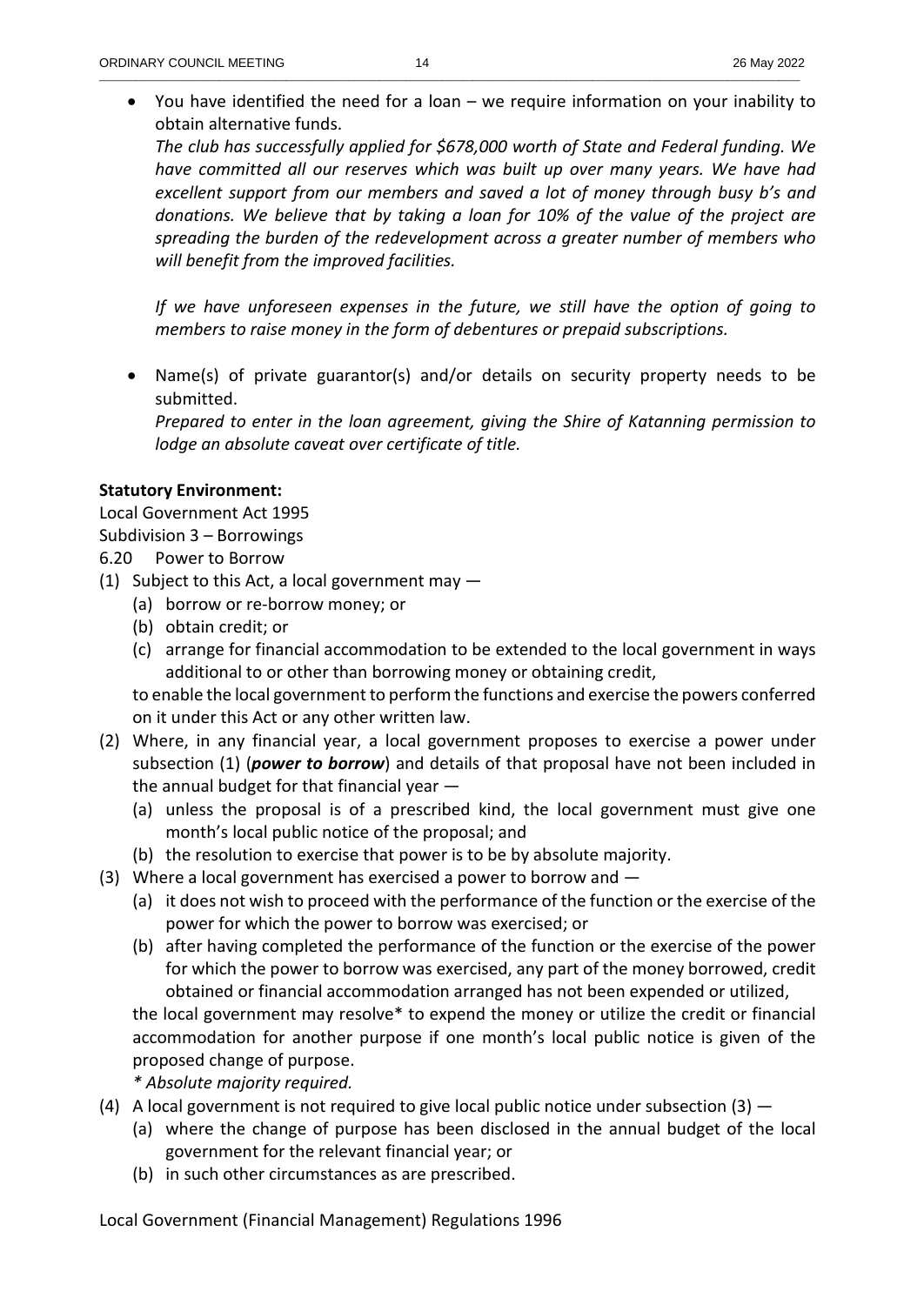- You have identified the need for a loan – we require information on your inability to obtain alternative funds.
  *The club has successfully applied for $678,000 worth of State and Federal funding. We have committed all our reserves which was built up over many years. We have had excellent support from our members and saved a lot of money through busy b's and donations. We believe that by taking a loan for 10% of the value of the project are spreading the burden of the redevelopment across a greater number of members who will benefit from the improved facilities.*

  *If we have unforeseen expenses in the future, we still have the option of going to members to raise money in the form of debentures or prepaid subscriptions.*

- Name(s) of private guarantor(s) and/or details on security property needs to be submitted.
  *Prepared to enter in the loan agreement, giving the Shire of Katanning permission to lodge an absolute caveat over certificate of title.*

**Statutory Environment:**

Local Government Act 1995

Subdivision 3 – Borrowings

6.20 Power to Borrow

(1) Subject to this Act, a local government may —
   (a) borrow or re-borrow money; or
   (b) obtain credit; or
   (c) arrange for financial accommodation to be extended to the local government in ways additional to or other than borrowing money or obtaining credit,

   to enable the local government to perform the functions and exercise the powers conferred on it under this Act or any other written law.

(2) Where, in any financial year, a local government proposes to exercise a power under subsection (1) (***power to borrow***) and details of that proposal have not been included in the annual budget for that financial year —
   (a) unless the proposal is of a prescribed kind, the local government must give one month's local public notice of the proposal; and
   (b) the resolution to exercise that power is to be by absolute majority.

(3) Where a local government has exercised a power to borrow and —
   (a) it does not wish to proceed with the performance of the function or the exercise of the power for which the power to borrow was exercised; or
   (b) after having completed the performance of the function or the exercise of the power for which the power to borrow was exercised, any part of the money borrowed, credit obtained or financial accommodation arranged has not been expended or utilized,

   the local government may resolve* to expend the money or utilize the credit or financial accommodation for another purpose if one month's local public notice is given of the proposed change of purpose.

   *\* Absolute majority required.*

(4) A local government is not required to give local public notice under subsection (3) —
   (a) where the change of purpose has been disclosed in the annual budget of the local government for the relevant financial year; or
   (b) in such other circumstances as are prescribed.

Local Government (Financial Management) Regulations 1996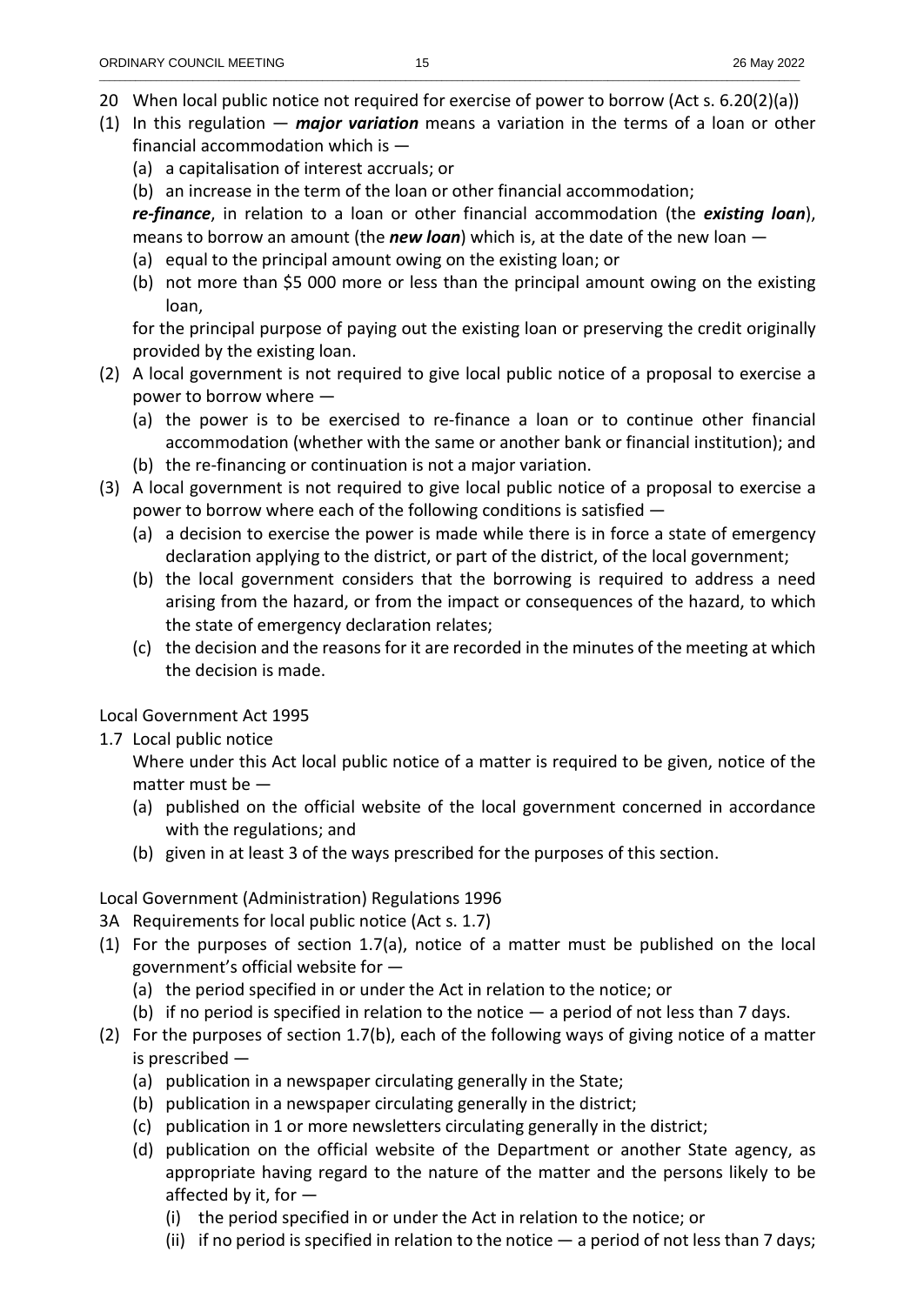20 When local public notice not required for exercise of power to borrow (Act s. 6.20(2)(a))

(1) In this regulation — ***major variation*** means a variation in the terms of a loan or other financial accommodation which is —

  (a) a capitalisation of interest accruals; or

  (b) an increase in the term of the loan or other financial accommodation;

  ***re-finance***, in relation to a loan or other financial accommodation (the ***existing loan***), means to borrow an amount (the ***new loan***) which is, at the date of the new loan —

  (a) equal to the principal amount owing on the existing loan; or

  (b) not more than $5 000 more or less than the principal amount owing on the existing loan,

  for the principal purpose of paying out the existing loan or preserving the credit originally provided by the existing loan.

(2) A local government is not required to give local public notice of a proposal to exercise a power to borrow where —

  (a) the power is to be exercised to re-finance a loan or to continue other financial accommodation (whether with the same or another bank or financial institution); and

  (b) the re-financing or continuation is not a major variation.

(3) A local government is not required to give local public notice of a proposal to exercise a power to borrow where each of the following conditions is satisfied —

  (a) a decision to exercise the power is made while there is in force a state of emergency declaration applying to the district, or part of the district, of the local government;

  (b) the local government considers that the borrowing is required to address a need arising from the hazard, or from the impact or consequences of the hazard, to which the state of emergency declaration relates;

  (c) the decision and the reasons for it are recorded in the minutes of the meeting at which the decision is made.

Local Government Act 1995

1.7 Local public notice

  Where under this Act local public notice of a matter is required to be given, notice of the matter must be —

  (a) published on the official website of the local government concerned in accordance with the regulations; and

  (b) given in at least 3 of the ways prescribed for the purposes of this section.

Local Government (Administration) Regulations 1996

3A Requirements for local public notice (Act s. 1.7)

(1) For the purposes of section 1.7(a), notice of a matter must be published on the local government's official website for —

  (a) the period specified in or under the Act in relation to the notice; or

  (b) if no period is specified in relation to the notice — a period of not less than 7 days.

(2) For the purposes of section 1.7(b), each of the following ways of giving notice of a matter is prescribed —

  (a) publication in a newspaper circulating generally in the State;

  (b) publication in a newspaper circulating generally in the district;

  (c) publication in 1 or more newsletters circulating generally in the district;

  (d) publication on the official website of the Department or another State agency, as appropriate having regard to the nature of the matter and the persons likely to be affected by it, for —

    (i) the period specified in or under the Act in relation to the notice; or

    (ii) if no period is specified in relation to the notice — a period of not less than 7 days;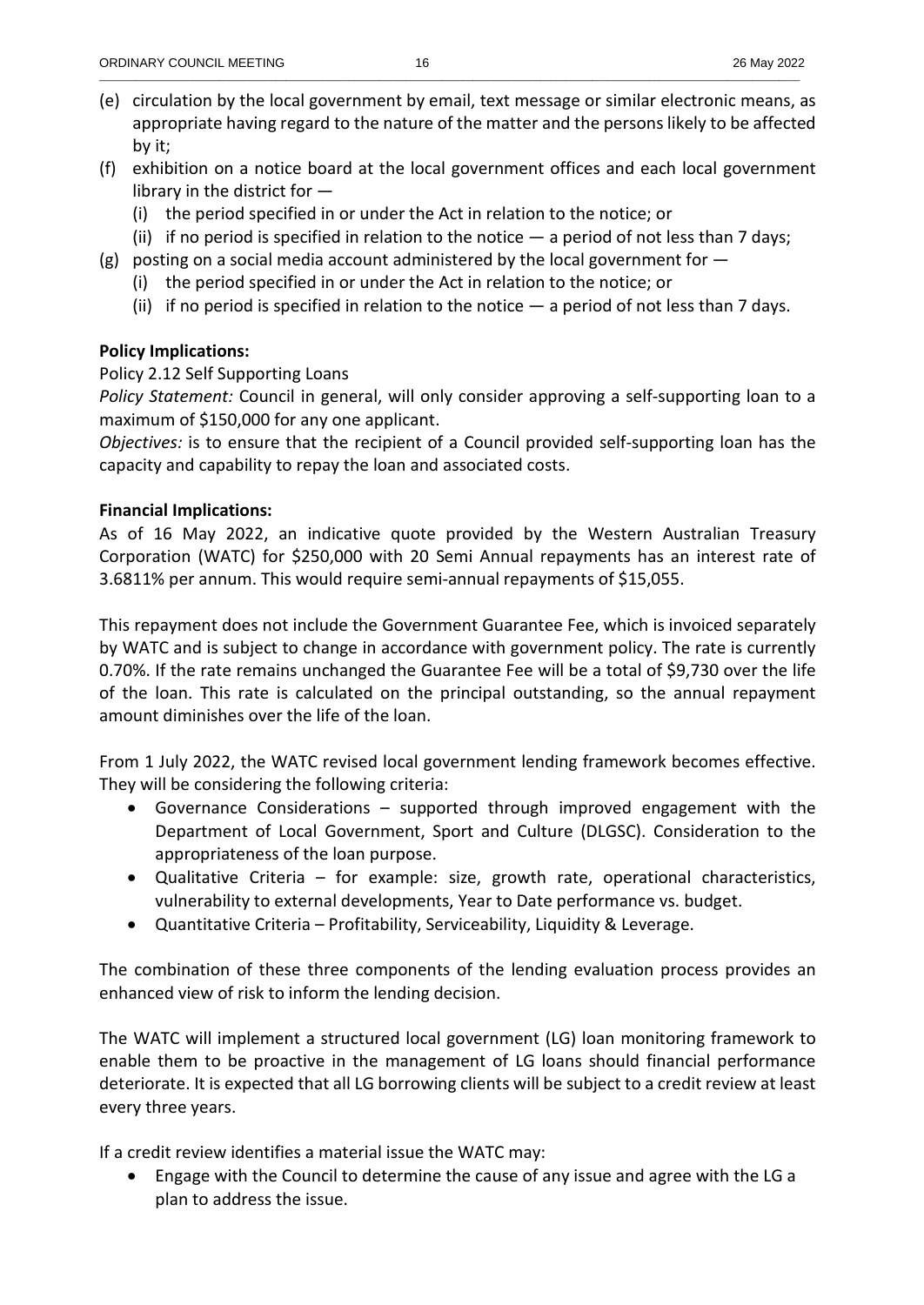(e) circulation by the local government by email, text message or similar electronic means, as appropriate having regard to the nature of the matter and the persons likely to be affected by it;

(f) exhibition on a notice board at the local government offices and each local government library in the district for —
   (i) the period specified in or under the Act in relation to the notice; or
   (ii) if no period is specified in relation to the notice — a period of not less than 7 days;

(g) posting on a social media account administered by the local government for —
   (i) the period specified in or under the Act in relation to the notice; or
   (ii) if no period is specified in relation to the notice — a period of not less than 7 days.

**Policy Implications:**

Policy 2.12 Self Supporting Loans

*Policy Statement:* Council in general, will only consider approving a self-supporting loan to a maximum of $150,000 for any one applicant.

*Objectives:* is to ensure that the recipient of a Council provided self-supporting loan has the capacity and capability to repay the loan and associated costs.

**Financial Implications:**

As of 16 May 2022, an indicative quote provided by the Western Australian Treasury Corporation (WATC) for $250,000 with 20 Semi Annual repayments has an interest rate of 3.6811% per annum. This would require semi-annual repayments of $15,055.

This repayment does not include the Government Guarantee Fee, which is invoiced separately by WATC and is subject to change in accordance with government policy. The rate is currently 0.70%. If the rate remains unchanged the Guarantee Fee will be a total of $9,730 over the life of the loan. This rate is calculated on the principal outstanding, so the annual repayment amount diminishes over the life of the loan.

From 1 July 2022, the WATC revised local government lending framework becomes effective. They will be considering the following criteria:

- Governance Considerations – supported through improved engagement with the Department of Local Government, Sport and Culture (DLGSC). Consideration to the appropriateness of the loan purpose.
- Qualitative Criteria – for example: size, growth rate, operational characteristics, vulnerability to external developments, Year to Date performance vs. budget.
- Quantitative Criteria – Profitability, Serviceability, Liquidity & Leverage.

The combination of these three components of the lending evaluation process provides an enhanced view of risk to inform the lending decision.

The WATC will implement a structured local government (LG) loan monitoring framework to enable them to be proactive in the management of LG loans should financial performance deteriorate. It is expected that all LG borrowing clients will be subject to a credit review at least every three years.

If a credit review identifies a material issue the WATC may:

- Engage with the Council to determine the cause of any issue and agree with the LG a plan to address the issue.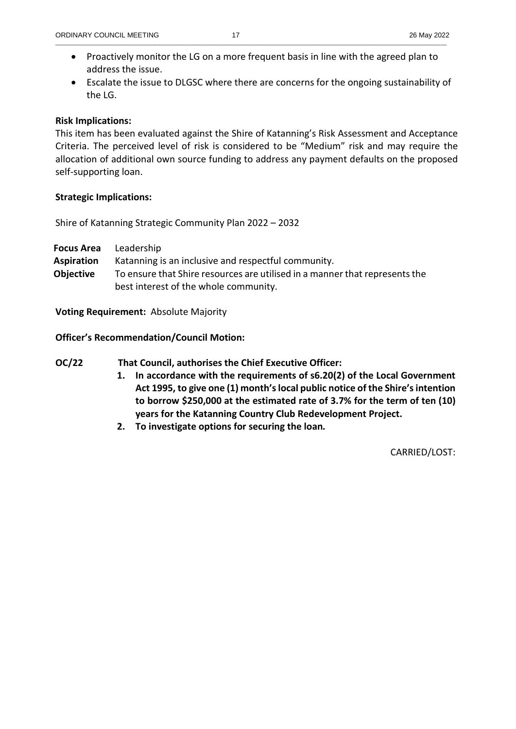- Proactively monitor the LG on a more frequent basis in line with the agreed plan to address the issue.
- Escalate the issue to DLGSC where there are concerns for the ongoing sustainability of the LG.

**Risk Implications:**

This item has been evaluated against the Shire of Katanning's Risk Assessment and Acceptance Criteria. The perceived level of risk is considered to be "Medium" risk and may require the allocation of additional own source funding to address any payment defaults on the proposed self-supporting loan.

**Strategic Implications:**

Shire of Katanning Strategic Community Plan 2022 – 2032

| | |
|---|---|
| **Focus Area** | Leadership |
| **Aspiration** | Katanning is an inclusive and respectful community. |
| **Objective** | To ensure that Shire resources are utilised in a manner that represents the best interest of the whole community. |

**Voting Requirement:** Absolute Majority

**Officer's Recommendation/Council Motion:**

**OC/22 That Council, authorises the Chief Executive Officer:**

1. **In accordance with the requirements of s6.20(2) of the Local Government Act 1995, to give one (1) month's local public notice of the Shire's intention to borrow $250,000 at the estimated rate of 3.7% for the term of ten (10) years for the Katanning Country Club Redevelopment Project.**
2. **To investigate options for securing the loan.**

CARRIED/LOST: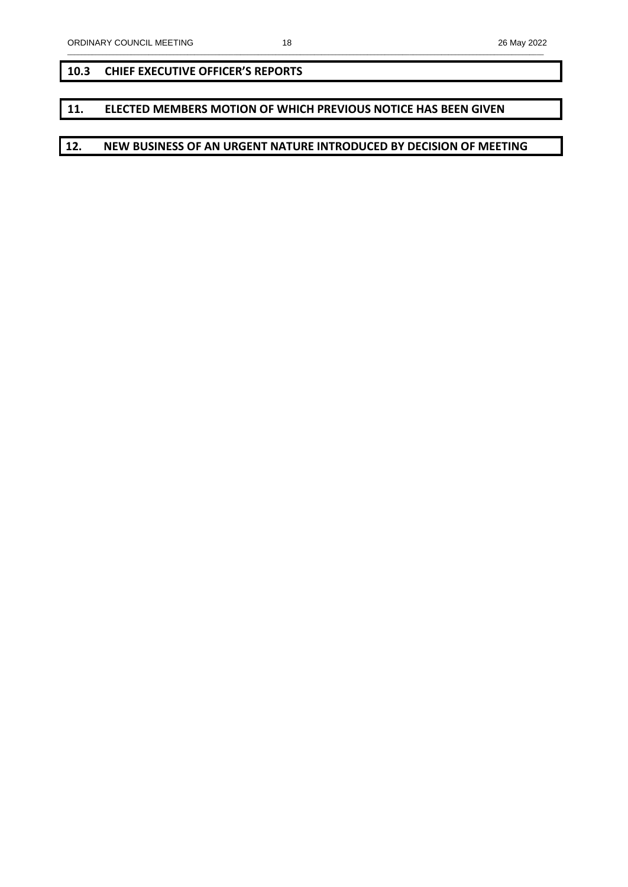## 10.3 CHIEF EXECUTIVE OFFICER'S REPORTS

## 11. ELECTED MEMBERS MOTION OF WHICH PREVIOUS NOTICE HAS BEEN GIVEN

## 12. NEW BUSINESS OF AN URGENT NATURE INTRODUCED BY DECISION OF MEETING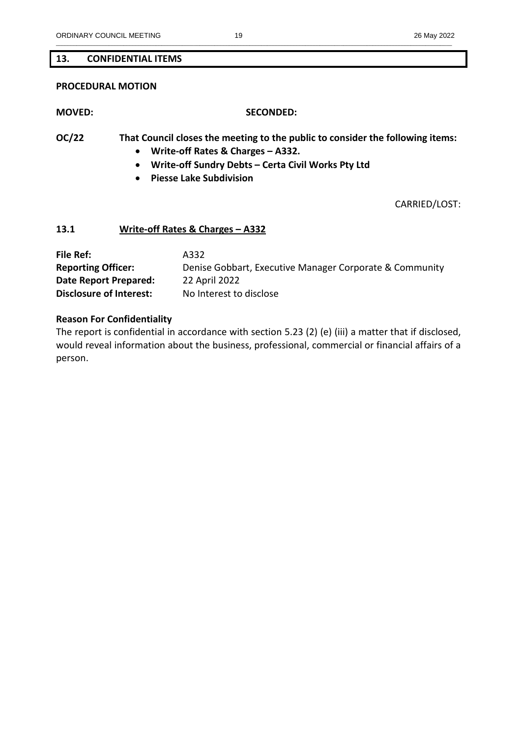## 13. CONFIDENTIAL ITEMS

**PROCEDURAL MOTION**

**MOVED:** **SECONDED:**

**OC/22** **That Council closes the meeting to the public to consider the following items:**

- **Write-off Rates & Charges – A332.**
- **Write-off Sundry Debts – Certa Civil Works Pty Ltd**
- **Piesse Lake Subdivision**

CARRIED/LOST:

### 13.1 Write-off Rates & Charges – A332

| | |
|---|---|
| **File Ref:** | A332 |
| **Reporting Officer:** | Denise Gobbart, Executive Manager Corporate & Community |
| **Date Report Prepared:** | 22 April 2022 |
| **Disclosure of Interest:** | No Interest to disclose |

**Reason For Confidentiality**

The report is confidential in accordance with section 5.23 (2) (e) (iii) a matter that if disclosed, would reveal information about the business, professional, commercial or financial affairs of a person.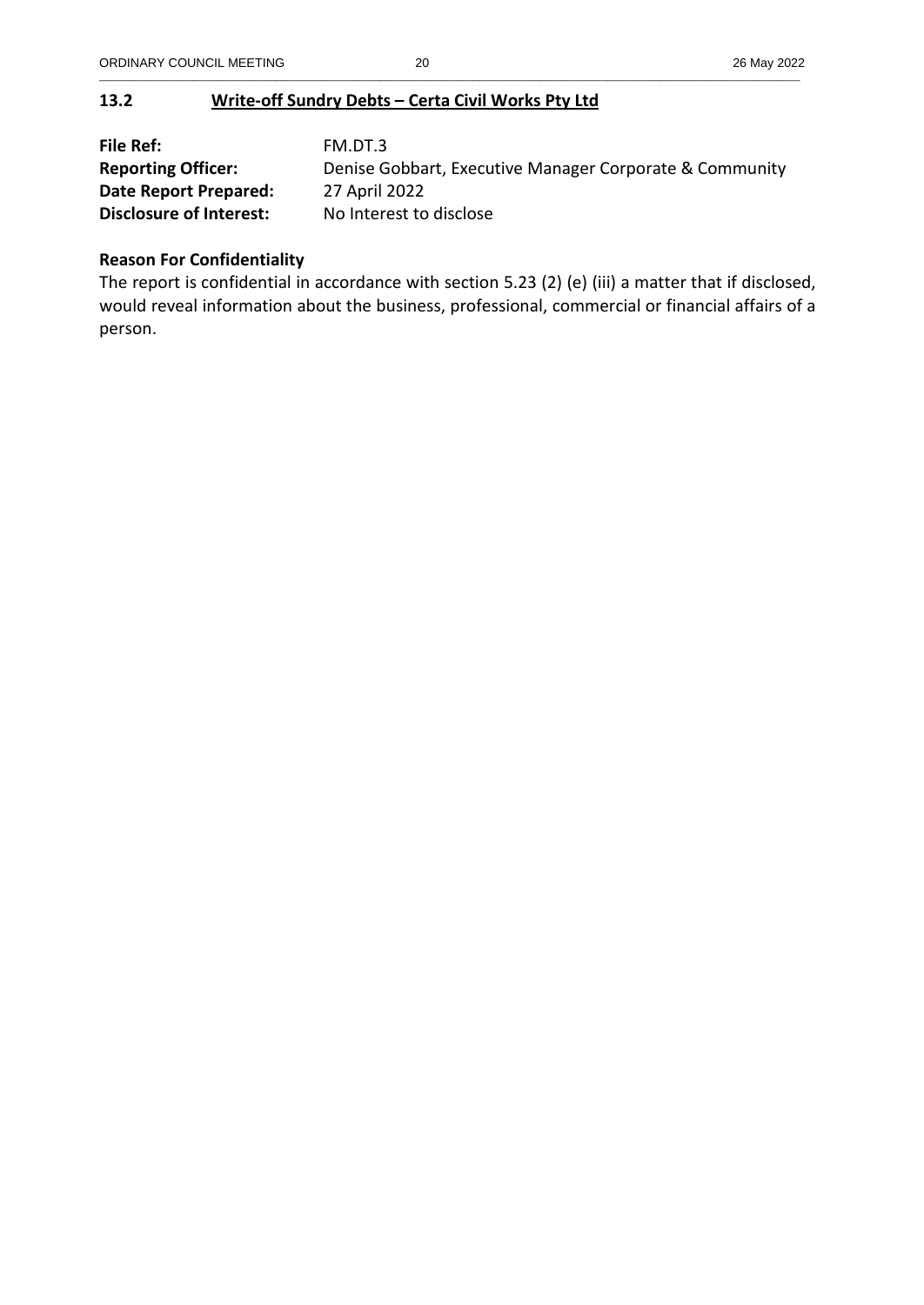## 13.2 Write-off Sundry Debts – Certa Civil Works Pty Ltd

| | |
|---|---|
| **File Ref:** | FM.DT.3 |
| **Reporting Officer:** | Denise Gobbart, Executive Manager Corporate & Community |
| **Date Report Prepared:** | 27 April 2022 |
| **Disclosure of Interest:** | No Interest to disclose |

### Reason For Confidentiality

The report is confidential in accordance with section 5.23 (2) (e) (iii) a matter that if disclosed, would reveal information about the business, professional, commercial or financial affairs of a person.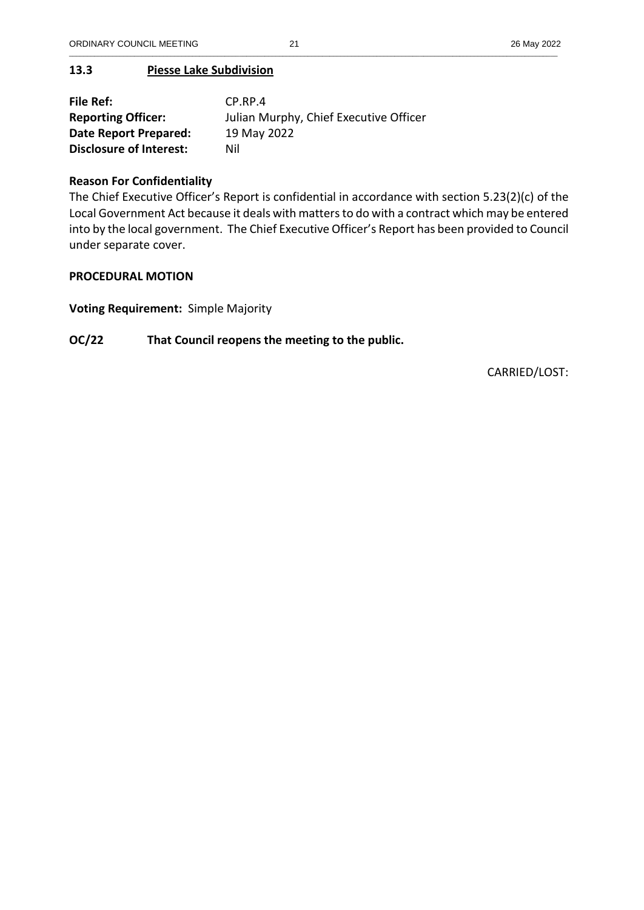## 13.3 Piesse Lake Subdivision

| | |
|---|---|
| **File Ref:** | CP.RP.4 |
| **Reporting Officer:** | Julian Murphy, Chief Executive Officer |
| **Date Report Prepared:** | 19 May 2022 |
| **Disclosure of Interest:** | Nil |

**Reason For Confidentiality**

The Chief Executive Officer's Report is confidential in accordance with section 5.23(2)(c) of the Local Government Act because it deals with matters to do with a contract which may be entered into by the local government. The Chief Executive Officer's Report has been provided to Council under separate cover.

**PROCEDURAL MOTION**

**Voting Requirement:** Simple Majority

**OC/22 That Council reopens the meeting to the public.**

CARRIED/LOST: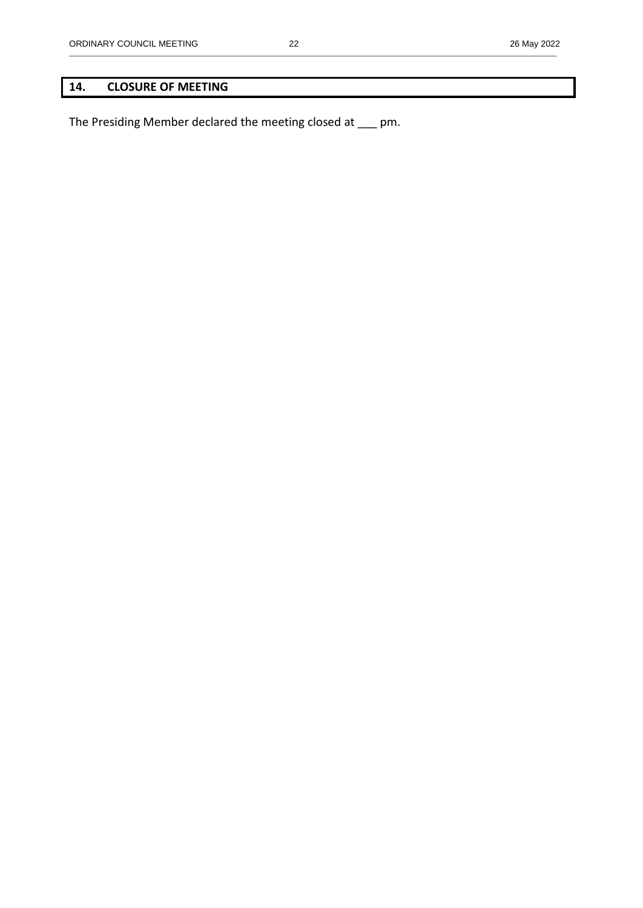## 14. CLOSURE OF MEETING

The Presiding Member declared the meeting closed at ___ pm.